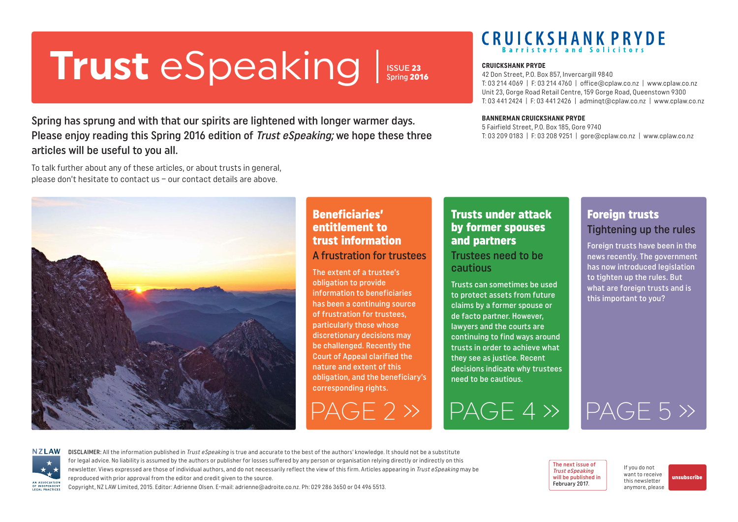# Trust eSpeaking

ISSUE **23**
Spring **2016**

**CRUICKSHANK PRYDE**
Barristers and Solicitors

**CRUICKSHANK PRYDE**
42 Don Street, P.O. Box 857, Invercargill 9840
T: 03 214 4069 | F: 03 214 4760 | office@cplaw.co.nz | www.cplaw.co.nz
Unit 23, Gorge Road Retail Centre, 159 Gorge Road, Queenstown 9300
T: 03 441 2424 | F: 03 441 2426 | adminqt@cplaw.co.nz | www.cplaw.co.nz

**BANNERMAN CRUICKSHANK PRYDE**
5 Fairfield Street, P.O. Box 185, Gore 9740
T: 03 209 0183 | F: 03 208 9251 | gore@cplaw.co.nz | www.cplaw.co.nz

Spring has sprung and with that our spirits are lightened with longer warmer days. Please enjoy reading this Spring 2016 edition of *Trust eSpeaking;* we hope these three articles will be useful to you all.

To talk further about any of these articles, or about trusts in general, please don't hesitate to contact us – our contact details are above.

## Beneficiaries' entitlement to trust information

### A frustration for trustees

The extent of a trustee's obligation to provide information to beneficiaries has been a continuing source of frustration for trustees, particularly those whose discretionary decisions may be challenged. Recently the Court of Appeal clarified the nature and extent of this obligation, and the beneficiary's corresponding rights.

PAGE 2 »

## Trusts under attack by former spouses and partners

### Trustees need to be cautious

Trusts can sometimes be used to protect assets from future claims by a former spouse or de facto partner. However, lawyers and the courts are continuing to find ways around trusts in order to achieve what they see as justice. Recent decisions indicate why trustees need to be cautious.

PAGE 4 »

## Foreign trusts

### Tightening up the rules

Foreign trusts have been in the news recently. The government has now introduced legislation to tighten up the rules. But what are foreign trusts and is this important to you?

PAGE 5 »

NZLAW
AN ASSOCIATION OF INDEPENDENT LEGAL PRACTICES

**DISCLAIMER:** All the information published in *Trust eSpeaking* is true and accurate to the best of the authors' knowledge. It should not be a substitute for legal advice. No liability is assumed by the authors or publisher for losses suffered by any person or organisation relying directly or indirectly on this newsletter. Views expressed are those of individual authors, and do not necessarily reflect the view of this firm. Articles appearing in *Trust eSpeaking* may be reproduced with prior approval from the editor and credit given to the source.
Copyright, NZ LAW Limited, 2015. Editor: Adrienne Olsen. E-mail: adrienne@adroite.co.nz. Ph: 029 286 3650 or 04 496 5513.

The next issue of *Trust eSpeaking* will be published in February 2017.

If you do not want to receive this newsletter anymore, please **unsubscribe**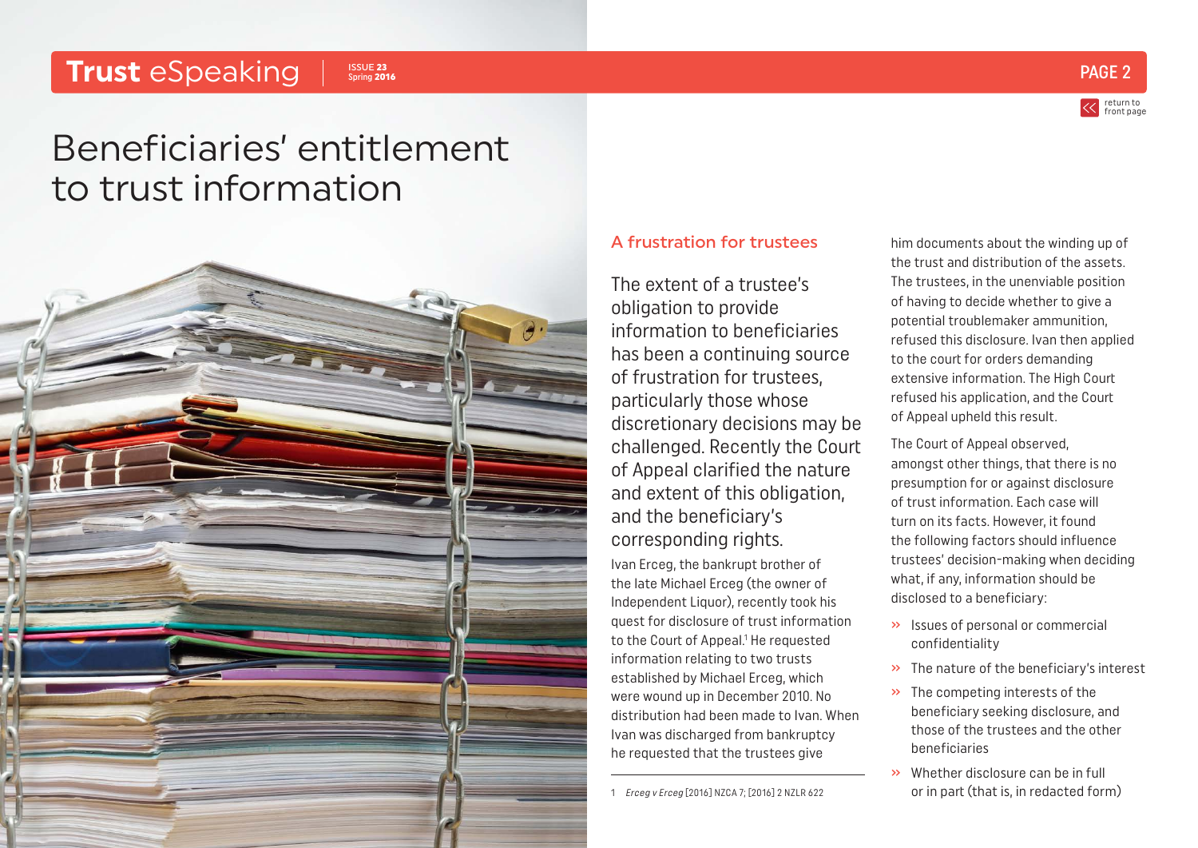# Beneficiaries' entitlement to trust information

## A frustration for trustees

The extent of a trustee's obligation to provide information to beneficiaries has been a continuing source of frustration for trustees, particularly those whose discretionary decisions may be challenged. Recently the Court of Appeal clarified the nature and extent of this obligation, and the beneficiary's corresponding rights.

Ivan Erceg, the bankrupt brother of the late Michael Erceg (the owner of Independent Liquor), recently took his quest for disclosure of trust information to the Court of Appeal.[1] He requested information relating to two trusts established by Michael Erceg, which were wound up in December 2010. No distribution had been made to Ivan. When Ivan was discharged from bankruptcy he requested that the trustees give him documents about the winding up of the trust and distribution of the assets. The trustees, in the unenviable position of having to decide whether to give a potential troublemaker ammunition, refused this disclosure. Ivan then applied to the court for orders demanding extensive information. The High Court refused his application, and the Court of Appeal upheld this result.

The Court of Appeal observed, amongst other things, that there is no presumption for or against disclosure of trust information. Each case will turn on its facts. However, it found the following factors should influence trustees' decision-making when deciding what, if any, information should be disclosed to a beneficiary:

- Issues of personal or commercial confidentiality
- The nature of the beneficiary's interest
- The competing interests of the beneficiary seeking disclosure, and those of the trustees and the other beneficiaries
- Whether disclosure can be in full or in part (that is, in redacted form)

1 *Erceg v Erceg* [2016] NZCA 7; [2016] 2 NZLR 622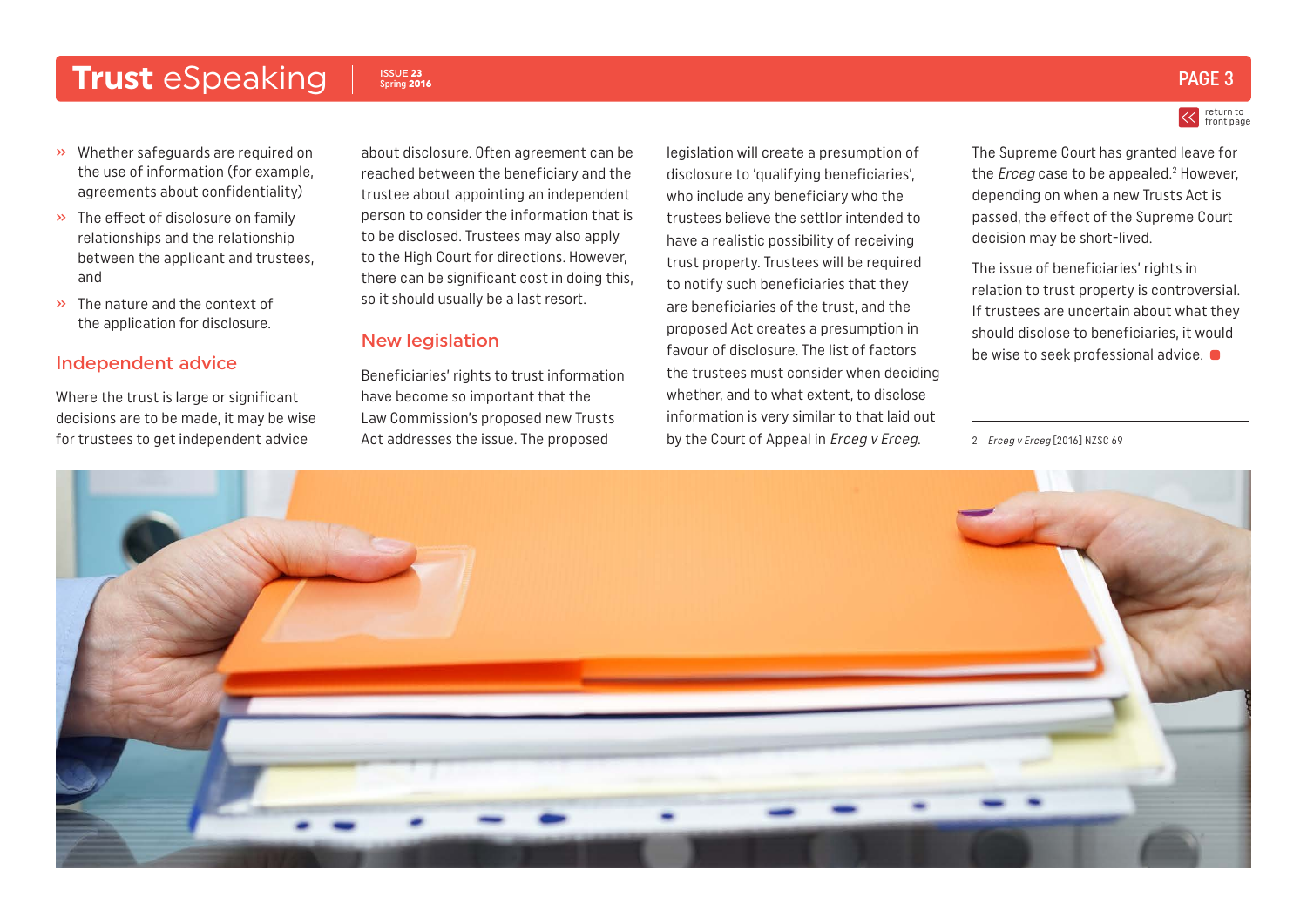- Whether safeguards are required on the use of information (for example, agreements about confidentiality)
- The effect of disclosure on family relationships and the relationship between the applicant and trustees, and
- The nature and the context of the application for disclosure.

## Independent advice

Where the trust is large or significant decisions are to be made, it may be wise for trustees to get independent advice about disclosure. Often agreement can be reached between the beneficiary and the trustee about appointing an independent person to consider the information that is to be disclosed. Trustees may also apply to the High Court for directions. However, there can be significant cost in doing this, so it should usually be a last resort.

## New legislation

Beneficiaries' rights to trust information have become so important that the Law Commission's proposed new Trusts Act addresses the issue. The proposed legislation will create a presumption of disclosure to 'qualifying beneficiaries', who include any beneficiary who the trustees believe the settlor intended to have a realistic possibility of receiving trust property. Trustees will be required to notify such beneficiaries that they are beneficiaries of the trust, and the proposed Act creates a presumption in favour of disclosure. The list of factors the trustees must consider when deciding whether, and to what extent, to disclose information is very similar to that laid out by the Court of Appeal in *Erceg v Erceg*.

The Supreme Court has granted leave for the *Erceg* case to be appealed.[2] However, depending on when a new Trusts Act is passed, the effect of the Supreme Court decision may be short-lived.

The issue of beneficiaries' rights in relation to trust property is controversial. If trustees are uncertain about what they should disclose to beneficiaries, it would be wise to seek professional advice.

---

2 *Erceg v Erceg* [2016] NZSC 69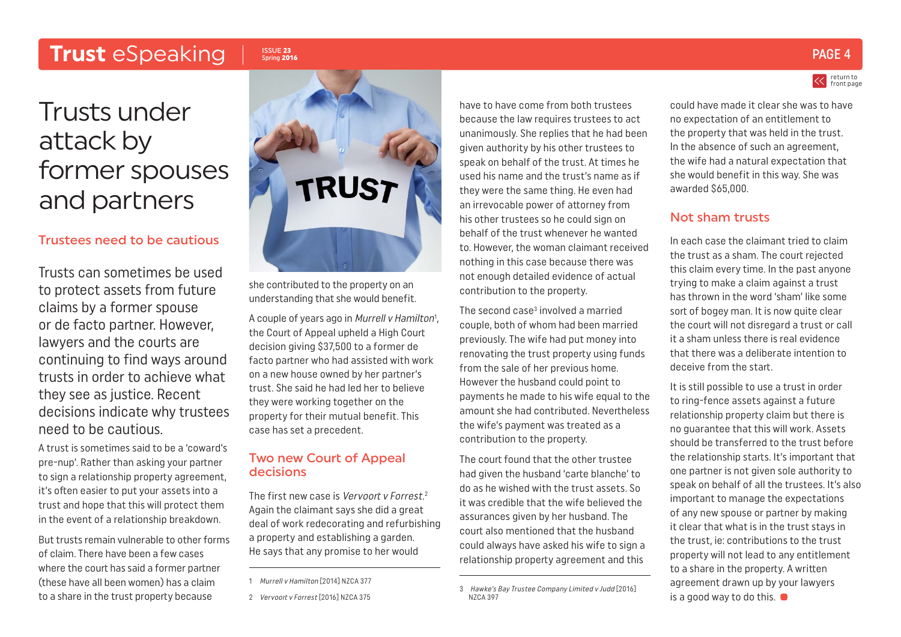# Trusts under attack by former spouses and partners

## Trustees need to be cautious

Trusts can sometimes be used to protect assets from future claims by a former spouse or de facto partner. However, lawyers and the courts are continuing to find ways around trusts in order to achieve what they see as justice. Recent decisions indicate why trustees need to be cautious.

A trust is sometimes said to be a 'coward's pre-nup'. Rather than asking your partner to sign a relationship property agreement, it's often easier to put your assets into a trust and hope that this will protect them in the event of a relationship breakdown.

But trusts remain vulnerable to other forms of claim. There have been a few cases where the court has said a former partner (these have all been women) has a claim to a share in the trust property because she contributed to the property on an understanding that she would benefit.

A couple of years ago in *Murrell v Hamilton*[1], the Court of Appeal upheld a High Court decision giving $37,500 to a former de facto partner who had assisted with work on a new house owned by her partner's trust. She said he had led her to believe they were working together on the property for their mutual benefit. This case has set a precedent.

## Two new Court of Appeal decisions

The first new case is *Vervoort v Forrest*.[2] Again the claimant says she did a great deal of work redecorating and refurbishing a property and establishing a garden. He says that any promise to her would have to have come from both trustees because the law requires trustees to act unanimously. She replies that he had been given authority by his other trustees to speak on behalf of the trust. At times he used his name and the trust's name as if they were the same thing. He even had an irrevocable power of attorney from his other trustees so he could sign on behalf of the trust whenever he wanted to. However, the woman claimant received nothing in this case because there was not enough detailed evidence of actual contribution to the property.

The second case[3] involved a married couple, both of whom had been married previously. The wife had put money into renovating the trust property using funds from the sale of her previous home. However the husband could point to payments he made to his wife equal to the amount she had contributed. Nevertheless the wife's payment was treated as a contribution to the property.

The court found that the other trustee had given the husband 'carte blanche' to do as he wished with the trust assets. So it was credible that the wife believed the assurances given by her husband. The court also mentioned that the husband could always have asked his wife to sign a relationship property agreement and this could have made it clear she was to have no expectation of an entitlement to the property that was held in the trust. In the absence of such an agreement, the wife had a natural expectation that she would benefit in this way. She was awarded $65,000.

## Not sham trusts

In each case the claimant tried to claim the trust as a sham. The court rejected this claim every time. In the past anyone trying to make a claim against a trust has thrown in the word 'sham' like some sort of bogey man. It is now quite clear the court will not disregard a trust or call it a sham unless there is real evidence that there was a deliberate intention to deceive from the start.

It is still possible to use a trust in order to ring-fence assets against a future relationship property claim but there is no guarantee that this will work. Assets should be transferred to the trust before the relationship starts. It's important that one partner is not given sole authority to speak on behalf of all the trustees. It's also important to manage the expectations of any new spouse or partner by making it clear that what is in the trust stays in the trust, ie: contributions to the trust property will not lead to any entitlement to a share in the property. A written agreement drawn up by your lawyers is a good way to do this.

---

1 *Murrell v Hamilton* [2014] NZCA 377

2 *Vervoort v Forrest* [2016] NZCA 375

3 *Hawke's Bay Trustee Company Limited v Judd* [2016] NZCA 397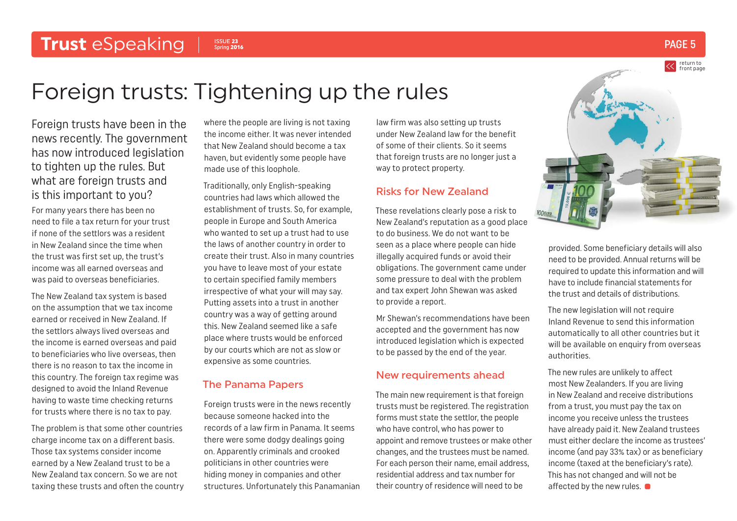# Foreign trusts: Tightening up the rules

Foreign trusts have been in the news recently. The government has now introduced legislation to tighten up the rules. But what are foreign trusts and is this important to you?

For many years there has been no need to file a tax return for your trust if none of the settlors was a resident in New Zealand since the time when the trust was first set up, the trust's income was all earned overseas and was paid to overseas beneficiaries.

The New Zealand tax system is based on the assumption that we tax income earned or received in New Zealand. If the settlors always lived overseas and the income is earned overseas and paid to beneficiaries who live overseas, then there is no reason to tax the income in this country. The foreign tax regime was designed to avoid the Inland Revenue having to waste time checking returns for trusts where there is no tax to pay.

The problem is that some other countries charge income tax on a different basis. Those tax systems consider income earned by a New Zealand trust to be a New Zealand tax concern. So we are not taxing these trusts and often the country where the people are living is not taxing the income either. It was never intended that New Zealand should become a tax haven, but evidently some people have made use of this loophole.

Traditionally, only English-speaking countries had laws which allowed the establishment of trusts. So, for example, people in Europe and South America who wanted to set up a trust had to use the laws of another country in order to create their trust. Also in many countries you have to leave most of your estate to certain specified family members irrespective of what your will may say. Putting assets into a trust in another country was a way of getting around this. New Zealand seemed like a safe place where trusts would be enforced by our courts which are not as slow or expensive as some countries.

## The Panama Papers

Foreign trusts were in the news recently because someone hacked into the records of a law firm in Panama. It seems there were some dodgy dealings going on. Apparently criminals and crooked politicians in other countries were hiding money in companies and other structures. Unfortunately this Panamanian law firm was also setting up trusts under New Zealand law for the benefit of some of their clients. So it seems that foreign trusts are no longer just a way to protect property.

## Risks for New Zealand

These revelations clearly pose a risk to New Zealand's reputation as a good place to do business. We do not want to be seen as a place where people can hide illegally acquired funds or avoid their obligations. The government came under some pressure to deal with the problem and tax expert John Shewan was asked to provide a report.

Mr Shewan's recommendations have been accepted and the government has now introduced legislation which is expected to be passed by the end of the year.

## New requirements ahead

The main new requirement is that foreign trusts must be registered. The registration forms must state the settlor, the people who have control, who has power to appoint and remove trustees or make other changes, and the trustees must be named. For each person their name, email address, residential address and tax number for their country of residence will need to be provided. Some beneficiary details will also need to be provided. Annual returns will be required to update this information and will have to include financial statements for the trust and details of distributions.

The new legislation will not require Inland Revenue to send this information automatically to all other countries but it will be available on enquiry from overseas authorities.

The new rules are unlikely to affect most New Zealanders. If you are living in New Zealand and receive distributions from a trust, you must pay the tax on income you receive unless the trustees have already paid it. New Zealand trustees must either declare the income as trustees' income (and pay 33% tax) or as beneficiary income (taxed at the beneficiary's rate). This has not changed and will not be affected by the new rules.